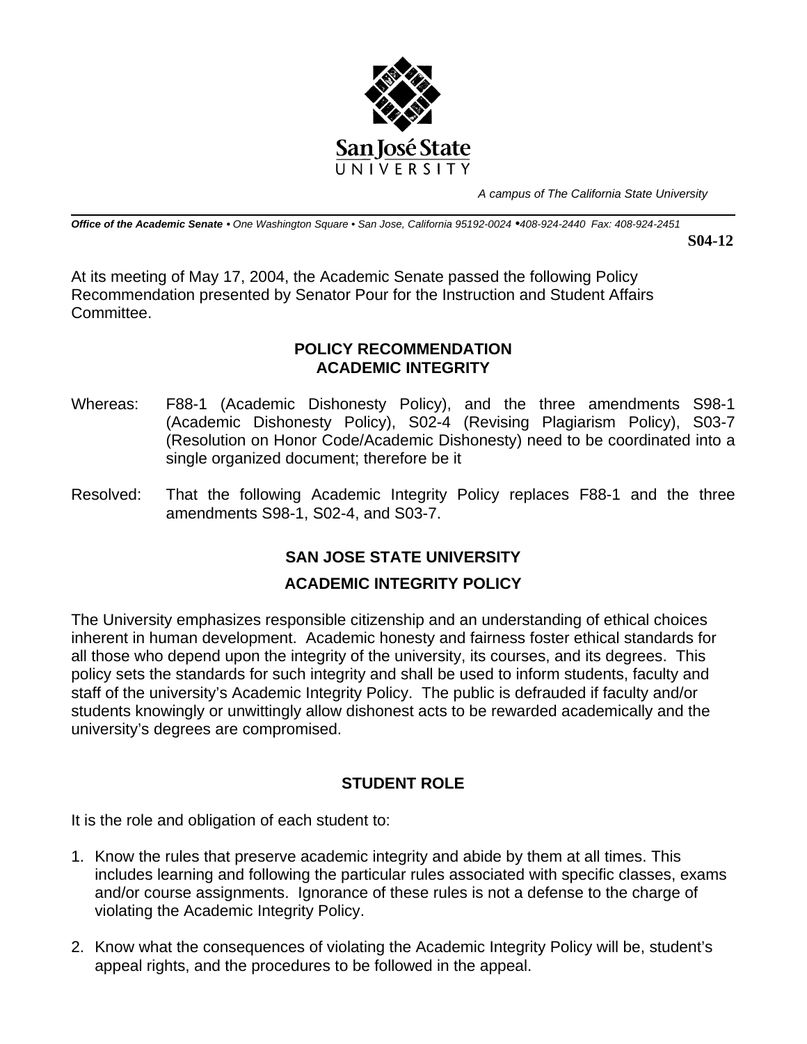San José State UNIVERSITY

*A campus of The California State University*

***Office of the Academic Senate*** *• One Washington Square • San Jose, California 95192-0024 •408-924-2440 Fax: 408-924-2451*

**S04-12**

At its meeting of May 17, 2004, the Academic Senate passed the following Policy Recommendation presented by Senator Pour for the Instruction and Student Affairs Committee.

## POLICY RECOMMENDATION ACADEMIC INTEGRITY

Whereas: F88-1 (Academic Dishonesty Policy), and the three amendments S98-1 (Academic Dishonesty Policy), S02-4 (Revising Plagiarism Policy), S03-7 (Resolution on Honor Code/Academic Dishonesty) need to be coordinated into a single organized document; therefore be it

Resolved: That the following Academic Integrity Policy replaces F88-1 and the three amendments S98-1, S02-4, and S03-7.

## SAN JOSE STATE UNIVERSITY

## ACADEMIC INTEGRITY POLICY

The University emphasizes responsible citizenship and an understanding of ethical choices inherent in human development. Academic honesty and fairness foster ethical standards for all those who depend upon the integrity of the university, its courses, and its degrees. This policy sets the standards for such integrity and shall be used to inform students, faculty and staff of the university's Academic Integrity Policy. The public is defrauded if faculty and/or students knowingly or unwittingly allow dishonest acts to be rewarded academically and the university's degrees are compromised.

### STUDENT ROLE

It is the role and obligation of each student to:

1. Know the rules that preserve academic integrity and abide by them at all times. This includes learning and following the particular rules associated with specific classes, exams and/or course assignments. Ignorance of these rules is not a defense to the charge of violating the Academic Integrity Policy.

2. Know what the consequences of violating the Academic Integrity Policy will be, student's appeal rights, and the procedures to be followed in the appeal.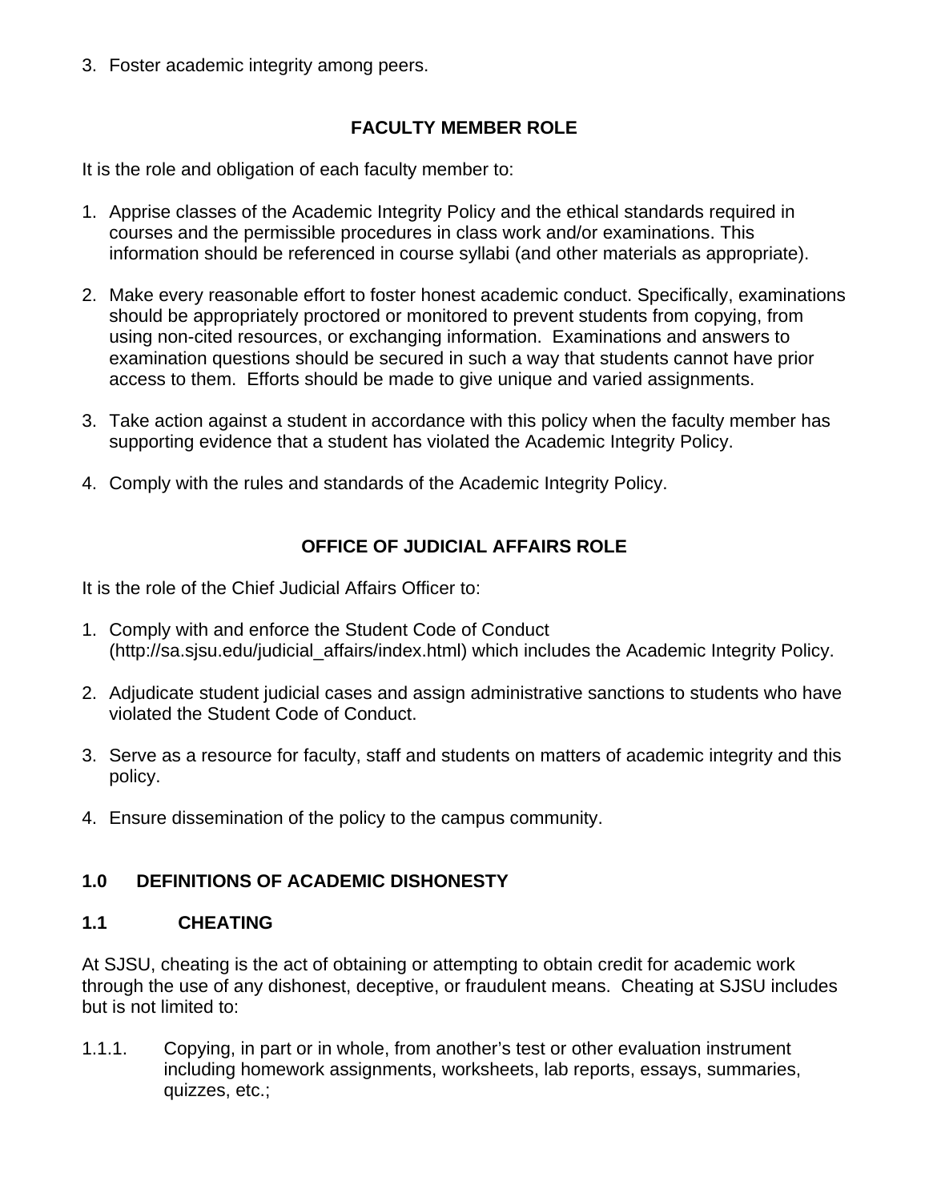3. Foster academic integrity among peers.

## FACULTY MEMBER ROLE

It is the role and obligation of each faculty member to:

1. Apprise classes of the Academic Integrity Policy and the ethical standards required in courses and the permissible procedures in class work and/or examinations. This information should be referenced in course syllabi (and other materials as appropriate).

2. Make every reasonable effort to foster honest academic conduct. Specifically, examinations should be appropriately proctored or monitored to prevent students from copying, from using non-cited resources, or exchanging information. Examinations and answers to examination questions should be secured in such a way that students cannot have prior access to them. Efforts should be made to give unique and varied assignments.

3. Take action against a student in accordance with this policy when the faculty member has supporting evidence that a student has violated the Academic Integrity Policy.

4. Comply with the rules and standards of the Academic Integrity Policy.

## OFFICE OF JUDICIAL AFFAIRS ROLE

It is the role of the Chief Judicial Affairs Officer to:

1. Comply with and enforce the Student Code of Conduct (http://sa.sjsu.edu/judicial_affairs/index.html) which includes the Academic Integrity Policy.

2. Adjudicate student judicial cases and assign administrative sanctions to students who have violated the Student Code of Conduct.

3. Serve as a resource for faculty, staff and students on matters of academic integrity and this policy.

4. Ensure dissemination of the policy to the campus community.

## 1.0 DEFINITIONS OF ACADEMIC DISHONESTY

### 1.1 CHEATING

At SJSU, cheating is the act of obtaining or attempting to obtain credit for academic work through the use of any dishonest, deceptive, or fraudulent means. Cheating at SJSU includes but is not limited to:

1.1.1. Copying, in part or in whole, from another's test or other evaluation instrument including homework assignments, worksheets, lab reports, essays, summaries, quizzes, etc.;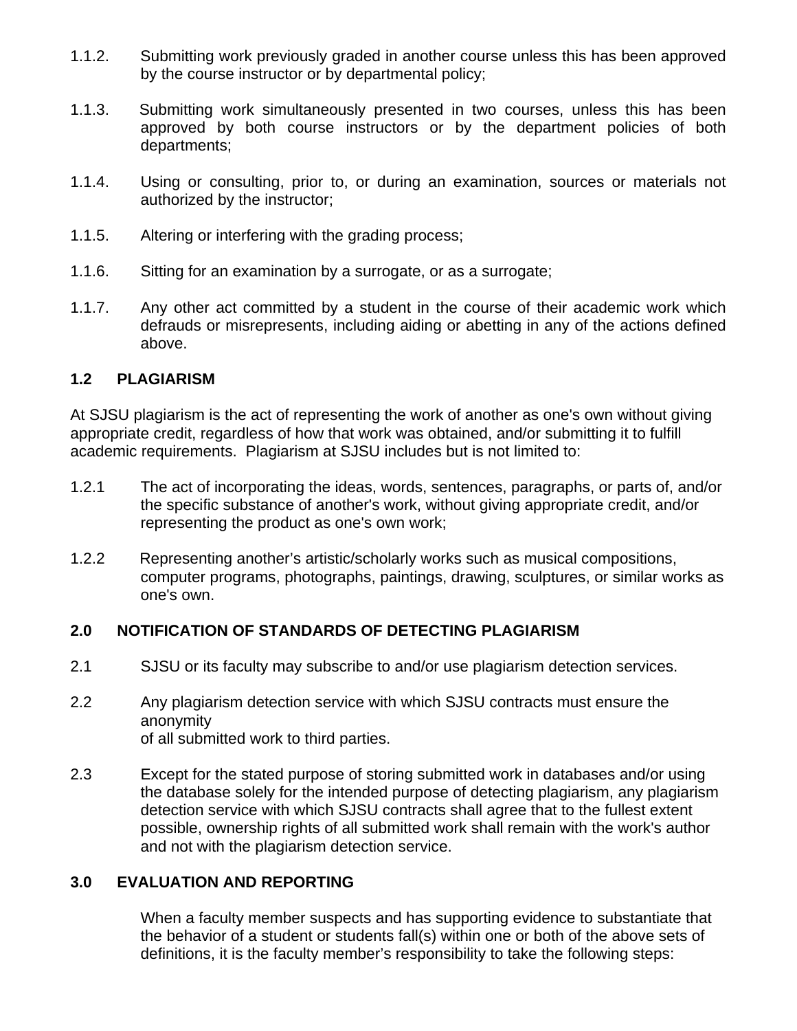1.1.2. Submitting work previously graded in another course unless this has been approved by the course instructor or by departmental policy;

1.1.3. Submitting work simultaneously presented in two courses, unless this has been approved by both course instructors or by the department policies of both departments;

1.1.4. Using or consulting, prior to, or during an examination, sources or materials not authorized by the instructor;

1.1.5. Altering or interfering with the grading process;

1.1.6. Sitting for an examination by a surrogate, or as a surrogate;

1.1.7. Any other act committed by a student in the course of their academic work which defrauds or misrepresents, including aiding or abetting in any of the actions defined above.

### 1.2 PLAGIARISM

At SJSU plagiarism is the act of representing the work of another as one's own without giving appropriate credit, regardless of how that work was obtained, and/or submitting it to fulfill academic requirements. Plagiarism at SJSU includes but is not limited to:

1.2.1 The act of incorporating the ideas, words, sentences, paragraphs, or parts of, and/or the specific substance of another's work, without giving appropriate credit, and/or representing the product as one's own work;

1.2.2 Representing another's artistic/scholarly works such as musical compositions, computer programs, photographs, paintings, drawing, sculptures, or similar works as one's own.

## 2.0 NOTIFICATION OF STANDARDS OF DETECTING PLAGIARISM

2.1 SJSU or its faculty may subscribe to and/or use plagiarism detection services.

2.2 Any plagiarism detection service with which SJSU contracts must ensure the anonymity of all submitted work to third parties.

2.3 Except for the stated purpose of storing submitted work in databases and/or using the database solely for the intended purpose of detecting plagiarism, any plagiarism detection service with which SJSU contracts shall agree that to the fullest extent possible, ownership rights of all submitted work shall remain with the work's author and not with the plagiarism detection service.

## 3.0 EVALUATION AND REPORTING

When a faculty member suspects and has supporting evidence to substantiate that the behavior of a student or students fall(s) within one or both of the above sets of definitions, it is the faculty member's responsibility to take the following steps: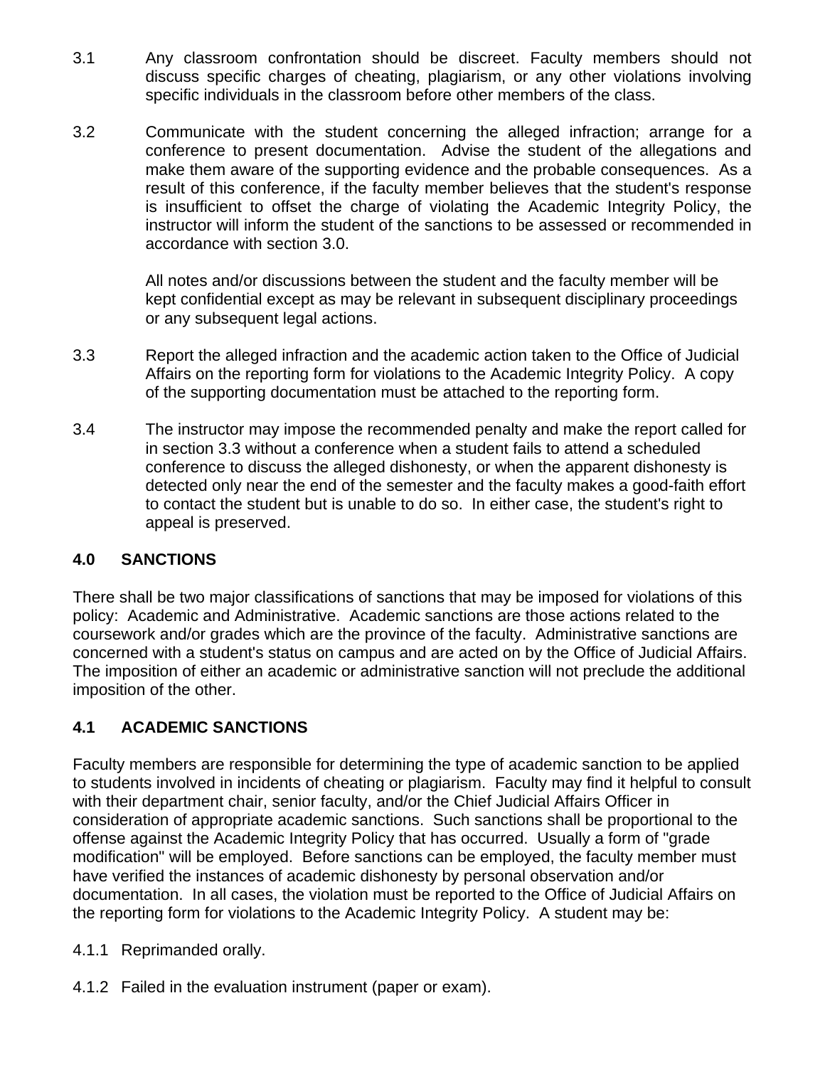3.1 Any classroom confrontation should be discreet. Faculty members should not discuss specific charges of cheating, plagiarism, or any other violations involving specific individuals in the classroom before other members of the class.

3.2 Communicate with the student concerning the alleged infraction; arrange for a conference to present documentation. Advise the student of the allegations and make them aware of the supporting evidence and the probable consequences. As a result of this conference, if the faculty member believes that the student's response is insufficient to offset the charge of violating the Academic Integrity Policy, the instructor will inform the student of the sanctions to be assessed or recommended in accordance with section 3.0.

All notes and/or discussions between the student and the faculty member will be kept confidential except as may be relevant in subsequent disciplinary proceedings or any subsequent legal actions.

3.3 Report the alleged infraction and the academic action taken to the Office of Judicial Affairs on the reporting form for violations to the Academic Integrity Policy. A copy of the supporting documentation must be attached to the reporting form.

3.4 The instructor may impose the recommended penalty and make the report called for in section 3.3 without a conference when a student fails to attend a scheduled conference to discuss the alleged dishonesty, or when the apparent dishonesty is detected only near the end of the semester and the faculty makes a good-faith effort to contact the student but is unable to do so. In either case, the student's right to appeal is preserved.

## 4.0 SANCTIONS

There shall be two major classifications of sanctions that may be imposed for violations of this policy: Academic and Administrative. Academic sanctions are those actions related to the coursework and/or grades which are the province of the faculty. Administrative sanctions are concerned with a student's status on campus and are acted on by the Office of Judicial Affairs. The imposition of either an academic or administrative sanction will not preclude the additional imposition of the other.

## 4.1 ACADEMIC SANCTIONS

Faculty members are responsible for determining the type of academic sanction to be applied to students involved in incidents of cheating or plagiarism. Faculty may find it helpful to consult with their department chair, senior faculty, and/or the Chief Judicial Affairs Officer in consideration of appropriate academic sanctions. Such sanctions shall be proportional to the offense against the Academic Integrity Policy that has occurred. Usually a form of "grade modification" will be employed. Before sanctions can be employed, the faculty member must have verified the instances of academic dishonesty by personal observation and/or documentation. In all cases, the violation must be reported to the Office of Judicial Affairs on the reporting form for violations to the Academic Integrity Policy. A student may be:

4.1.1 Reprimanded orally.

4.1.2 Failed in the evaluation instrument (paper or exam).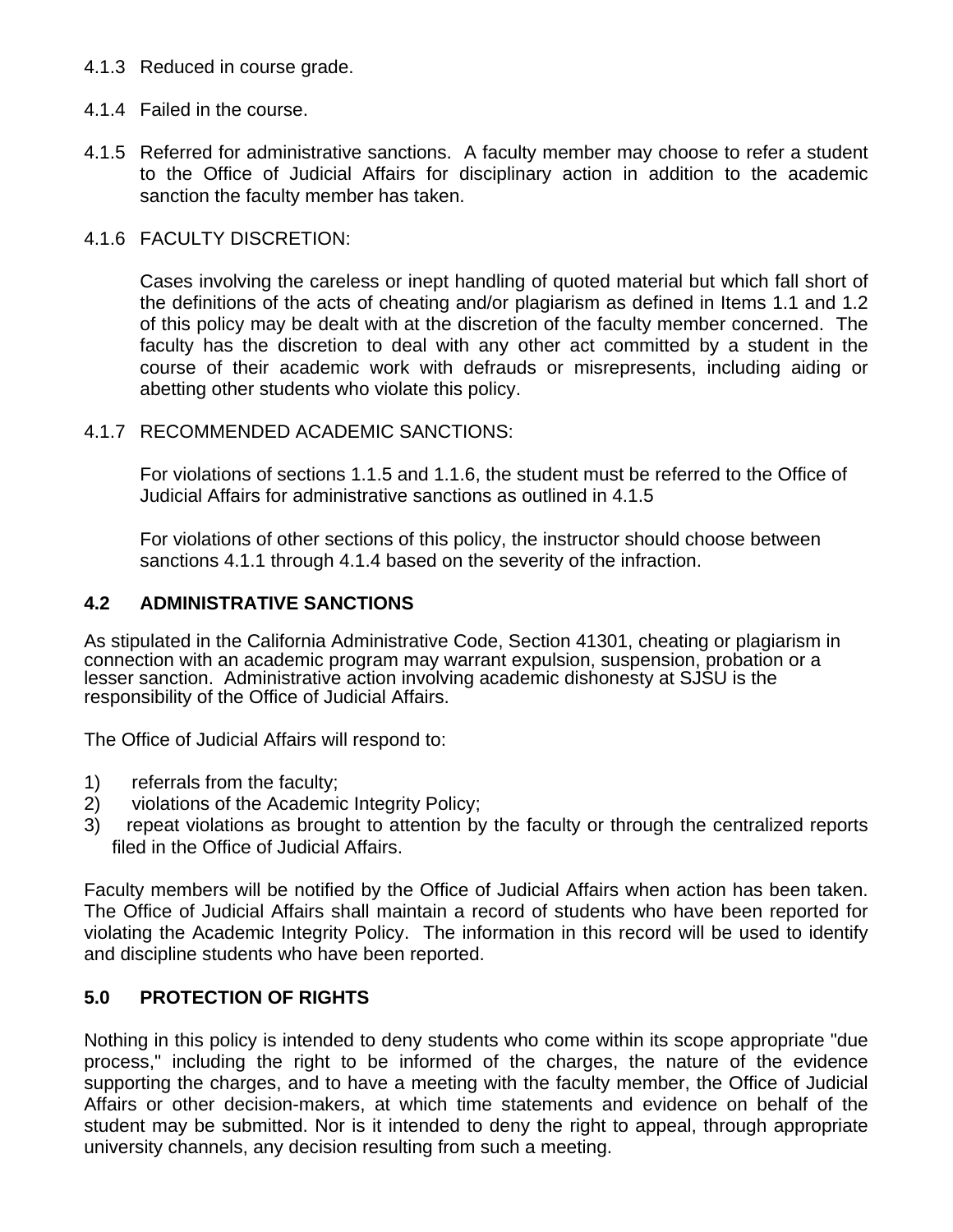4.1.3 Reduced in course grade.

4.1.4 Failed in the course.

4.1.5 Referred for administrative sanctions. A faculty member may choose to refer a student to the Office of Judicial Affairs for disciplinary action in addition to the academic sanction the faculty member has taken.

4.1.6 FACULTY DISCRETION:

Cases involving the careless or inept handling of quoted material but which fall short of the definitions of the acts of cheating and/or plagiarism as defined in Items 1.1 and 1.2 of this policy may be dealt with at the discretion of the faculty member concerned. The faculty has the discretion to deal with any other act committed by a student in the course of their academic work with defrauds or misrepresents, including aiding or abetting other students who violate this policy.

4.1.7 RECOMMENDED ACADEMIC SANCTIONS:

For violations of sections 1.1.5 and 1.1.6, the student must be referred to the Office of Judicial Affairs for administrative sanctions as outlined in 4.1.5

For violations of other sections of this policy, the instructor should choose between sanctions 4.1.1 through 4.1.4 based on the severity of the infraction.

## 4.2 ADMINISTRATIVE SANCTIONS

As stipulated in the California Administrative Code, Section 41301, cheating or plagiarism in connection with an academic program may warrant expulsion, suspension, probation or a lesser sanction. Administrative action involving academic dishonesty at SJSU is the responsibility of the Office of Judicial Affairs.

The Office of Judicial Affairs will respond to:

1) referrals from the faculty;
2) violations of the Academic Integrity Policy;
3) repeat violations as brought to attention by the faculty or through the centralized reports filed in the Office of Judicial Affairs.

Faculty members will be notified by the Office of Judicial Affairs when action has been taken. The Office of Judicial Affairs shall maintain a record of students who have been reported for violating the Academic Integrity Policy. The information in this record will be used to identify and discipline students who have been reported.

## 5.0 PROTECTION OF RIGHTS

Nothing in this policy is intended to deny students who come within its scope appropriate "due process," including the right to be informed of the charges, the nature of the evidence supporting the charges, and to have a meeting with the faculty member, the Office of Judicial Affairs or other decision-makers, at which time statements and evidence on behalf of the student may be submitted. Nor is it intended to deny the right to appeal, through appropriate university channels, any decision resulting from such a meeting.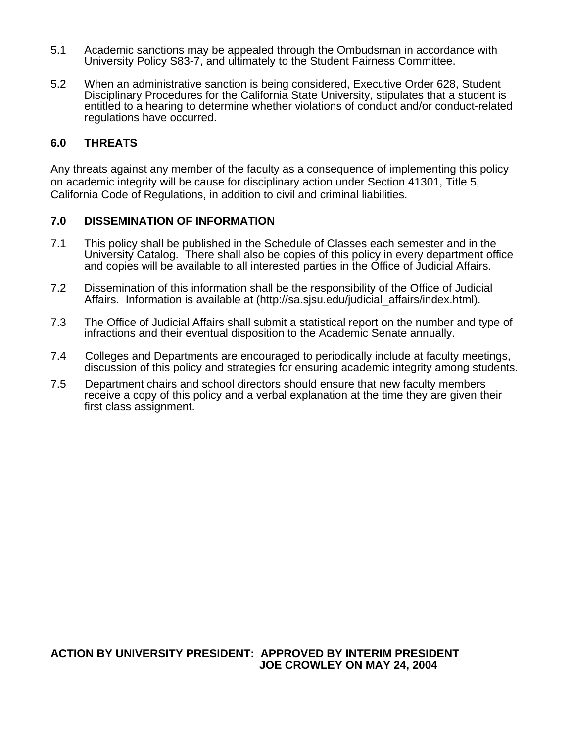5.1 Academic sanctions may be appealed through the Ombudsman in accordance with University Policy S83-7, and ultimately to the Student Fairness Committee.

5.2 When an administrative sanction is being considered, Executive Order 628, Student Disciplinary Procedures for the California State University, stipulates that a student is entitled to a hearing to determine whether violations of conduct and/or conduct-related regulations have occurred.

## 6.0 THREATS

Any threats against any member of the faculty as a consequence of implementing this policy on academic integrity will be cause for disciplinary action under Section 41301, Title 5, California Code of Regulations, in addition to civil and criminal liabilities.

## 7.0 DISSEMINATION OF INFORMATION

7.1 This policy shall be published in the Schedule of Classes each semester and in the University Catalog. There shall also be copies of this policy in every department office and copies will be available to all interested parties in the Office of Judicial Affairs.

7.2 Dissemination of this information shall be the responsibility of the Office of Judicial Affairs. Information is available at (http://sa.sjsu.edu/judicial_affairs/index.html).

7.3 The Office of Judicial Affairs shall submit a statistical report on the number and type of infractions and their eventual disposition to the Academic Senate annually.

7.4 Colleges and Departments are encouraged to periodically include at faculty meetings, discussion of this policy and strategies for ensuring academic integrity among students.

7.5 Department chairs and school directors should ensure that new faculty members receive a copy of this policy and a verbal explanation at the time they are given their first class assignment.

**ACTION BY UNIVERSITY PRESIDENT: APPROVED BY INTERIM PRESIDENT JOE CROWLEY ON MAY 24, 2004**